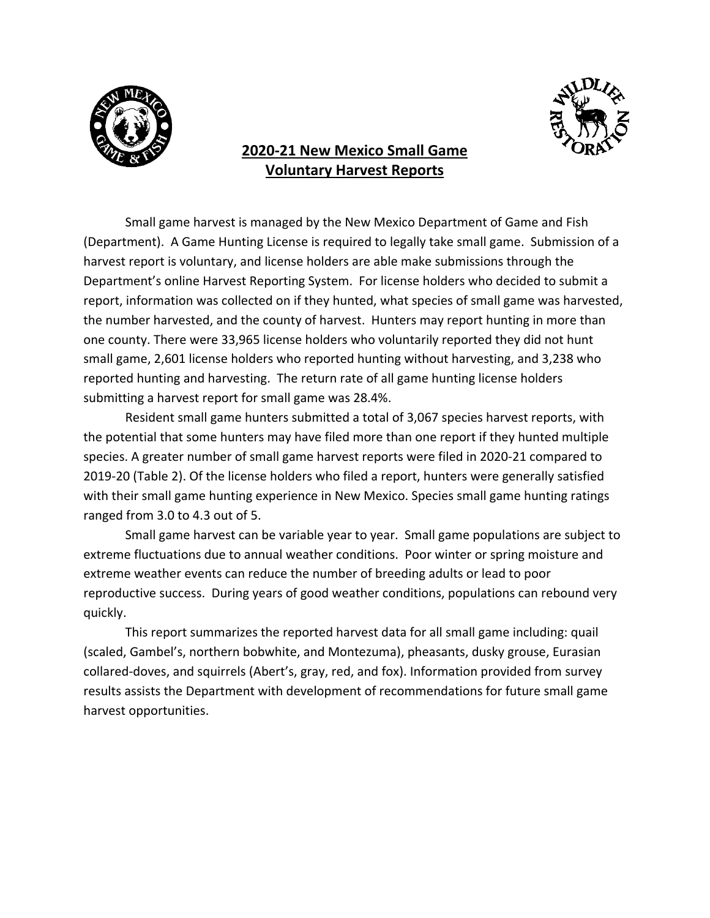# 2020-21 New Mexico Small Game Voluntary Harvest Reports

Small game harvest is managed by the New Mexico Department of Game and Fish (Department). A Game Hunting License is required to legally take small game. Submission of a harvest report is voluntary, and license holders are able make submissions through the Department's online Harvest Reporting System. For license holders who decided to submit a report, information was collected on if they hunted, what species of small game was harvested, the number harvested, and the county of harvest. Hunters may report hunting in more than one county. There were 33,965 license holders who voluntarily reported they did not hunt small game, 2,601 license holders who reported hunting without harvesting, and 3,238 who reported hunting and harvesting. The return rate of all game hunting license holders submitting a harvest report for small game was 28.4%.

Resident small game hunters submitted a total of 3,067 species harvest reports, with the potential that some hunters may have filed more than one report if they hunted multiple species. A greater number of small game harvest reports were filed in 2020-21 compared to 2019-20 (Table 2). Of the license holders who filed a report, hunters were generally satisfied with their small game hunting experience in New Mexico. Species small game hunting ratings ranged from 3.0 to 4.3 out of 5.

Small game harvest can be variable year to year. Small game populations are subject to extreme fluctuations due to annual weather conditions. Poor winter or spring moisture and extreme weather events can reduce the number of breeding adults or lead to poor reproductive success. During years of good weather conditions, populations can rebound very quickly.

This report summarizes the reported harvest data for all small game including: quail (scaled, Gambel's, northern bobwhite, and Montezuma), pheasants, dusky grouse, Eurasian collared-doves, and squirrels (Abert's, gray, red, and fox). Information provided from survey results assists the Department with development of recommendations for future small game harvest opportunities.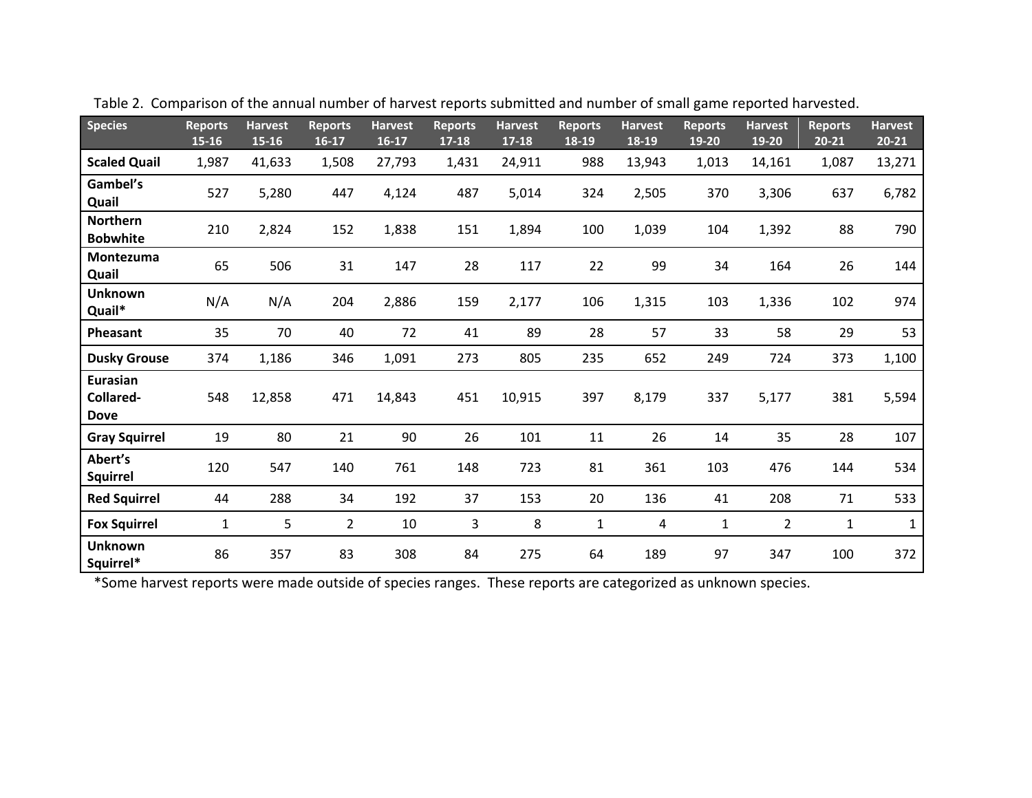Table 2. Comparison of the annual number of harvest reports submitted and number of small game reported harvested.

| Species | Reports 15-16 | Harvest 15-16 | Reports 16-17 | Harvest 16-17 | Reports 17-18 | Harvest 17-18 | Reports 18-19 | Harvest 18-19 | Reports 19-20 | Harvest 19-20 | Reports 20-21 | Harvest 20-21 |
|---|---|---|---|---|---|---|---|---|---|---|---|---|
| **Scaled Quail** | 1,987 | 41,633 | 1,508 | 27,793 | 1,431 | 24,911 | 988 | 13,943 | 1,013 | 14,161 | 1,087 | 13,271 |
| **Gambel's Quail** | 527 | 5,280 | 447 | 4,124 | 487 | 5,014 | 324 | 2,505 | 370 | 3,306 | 637 | 6,782 |
| **Northern Bobwhite** | 210 | 2,824 | 152 | 1,838 | 151 | 1,894 | 100 | 1,039 | 104 | 1,392 | 88 | 790 |
| **Montezuma Quail** | 65 | 506 | 31 | 147 | 28 | 117 | 22 | 99 | 34 | 164 | 26 | 144 |
| **Unknown Quail*** | N/A | N/A | 204 | 2,886 | 159 | 2,177 | 106 | 1,315 | 103 | 1,336 | 102 | 974 |
| **Pheasant** | 35 | 70 | 40 | 72 | 41 | 89 | 28 | 57 | 33 | 58 | 29 | 53 |
| **Dusky Grouse** | 374 | 1,186 | 346 | 1,091 | 273 | 805 | 235 | 652 | 249 | 724 | 373 | 1,100 |
| **Eurasian Collared-Dove** | 548 | 12,858 | 471 | 14,843 | 451 | 10,915 | 397 | 8,179 | 337 | 5,177 | 381 | 5,594 |
| **Gray Squirrel** | 19 | 80 | 21 | 90 | 26 | 101 | 11 | 26 | 14 | 35 | 28 | 107 |
| **Abert's Squirrel** | 120 | 547 | 140 | 761 | 148 | 723 | 81 | 361 | 103 | 476 | 144 | 534 |
| **Red Squirrel** | 44 | 288 | 34 | 192 | 37 | 153 | 20 | 136 | 41 | 208 | 71 | 533 |
| **Fox Squirrel** | 1 | 5 | 2 | 10 | 3 | 8 | 1 | 4 | 1 | 2 | 1 | 1 |
| **Unknown Squirrel*** | 86 | 357 | 83 | 308 | 84 | 275 | 64 | 189 | 97 | 347 | 100 | 372 |

*Some harvest reports were made outside of species ranges. These reports are categorized as unknown species.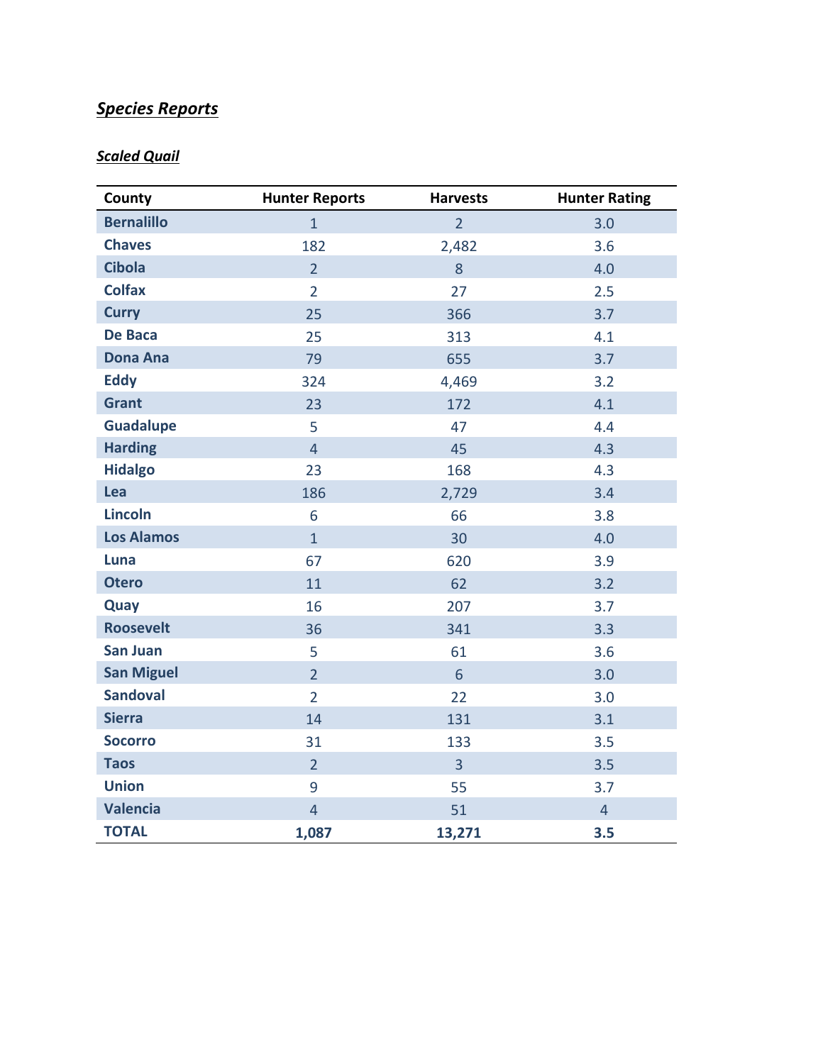## ***Species Reports***

### ***Scaled Quail***

| County | Hunter Reports | Harvests | Hunter Rating |
|---|---|---|---|
| **Bernalillo** | 1 | 2 | 3.0 |
| **Chaves** | 182 | 2,482 | 3.6 |
| **Cibola** | 2 | 8 | 4.0 |
| **Colfax** | 2 | 27 | 2.5 |
| **Curry** | 25 | 366 | 3.7 |
| **De Baca** | 25 | 313 | 4.1 |
| **Dona Ana** | 79 | 655 | 3.7 |
| **Eddy** | 324 | 4,469 | 3.2 |
| **Grant** | 23 | 172 | 4.1 |
| **Guadalupe** | 5 | 47 | 4.4 |
| **Harding** | 4 | 45 | 4.3 |
| **Hidalgo** | 23 | 168 | 4.3 |
| **Lea** | 186 | 2,729 | 3.4 |
| **Lincoln** | 6 | 66 | 3.8 |
| **Los Alamos** | 1 | 30 | 4.0 |
| **Luna** | 67 | 620 | 3.9 |
| **Otero** | 11 | 62 | 3.2 |
| **Quay** | 16 | 207 | 3.7 |
| **Roosevelt** | 36 | 341 | 3.3 |
| **San Juan** | 5 | 61 | 3.6 |
| **San Miguel** | 2 | 6 | 3.0 |
| **Sandoval** | 2 | 22 | 3.0 |
| **Sierra** | 14 | 131 | 3.1 |
| **Socorro** | 31 | 133 | 3.5 |
| **Taos** | 2 | 3 | 3.5 |
| **Union** | 9 | 55 | 3.7 |
| **Valencia** | 4 | 51 | 4 |
| **TOTAL** | **1,087** | **13,271** | **3.5** |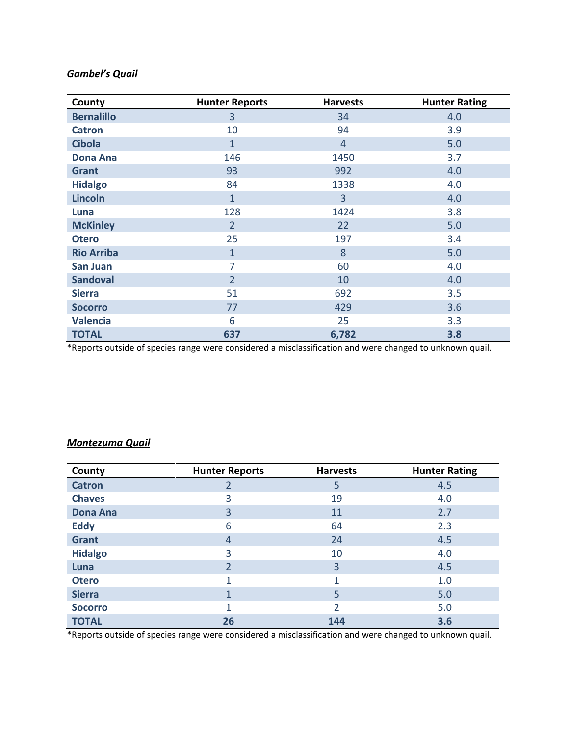***Gambel's Quail***

| County | Hunter Reports | Harvests | Hunter Rating |
|---|---|---|---|
| **Bernalillo** | 3 | 34 | 4.0 |
| **Catron** | 10 | 94 | 3.9 |
| **Cibola** | 1 | 4 | 5.0 |
| **Dona Ana** | 146 | 1450 | 3.7 |
| **Grant** | 93 | 992 | 4.0 |
| **Hidalgo** | 84 | 1338 | 4.0 |
| **Lincoln** | 1 | 3 | 4.0 |
| **Luna** | 128 | 1424 | 3.8 |
| **McKinley** | 2 | 22 | 5.0 |
| **Otero** | 25 | 197 | 3.4 |
| **Rio Arriba** | 1 | 8 | 5.0 |
| **San Juan** | 7 | 60 | 4.0 |
| **Sandoval** | 2 | 10 | 4.0 |
| **Sierra** | 51 | 692 | 3.5 |
| **Socorro** | 77 | 429 | 3.6 |
| **Valencia** | 6 | 25 | 3.3 |
| **TOTAL** | **637** | **6,782** | **3.8** |

*Reports outside of species range were considered a misclassification and were changed to unknown quail.

***Montezuma Quail***

| County | Hunter Reports | Harvests | Hunter Rating |
|---|---|---|---|
| **Catron** | 2 | 5 | 4.5 |
| **Chaves** | 3 | 19 | 4.0 |
| **Dona Ana** | 3 | 11 | 2.7 |
| **Eddy** | 6 | 64 | 2.3 |
| **Grant** | 4 | 24 | 4.5 |
| **Hidalgo** | 3 | 10 | 4.0 |
| **Luna** | 2 | 3 | 4.5 |
| **Otero** | 1 | 1 | 1.0 |
| **Sierra** | 1 | 5 | 5.0 |
| **Socorro** | 1 | 2 | 5.0 |
| **TOTAL** | **26** | **144** | **3.6** |

*Reports outside of species range were considered a misclassification and were changed to unknown quail.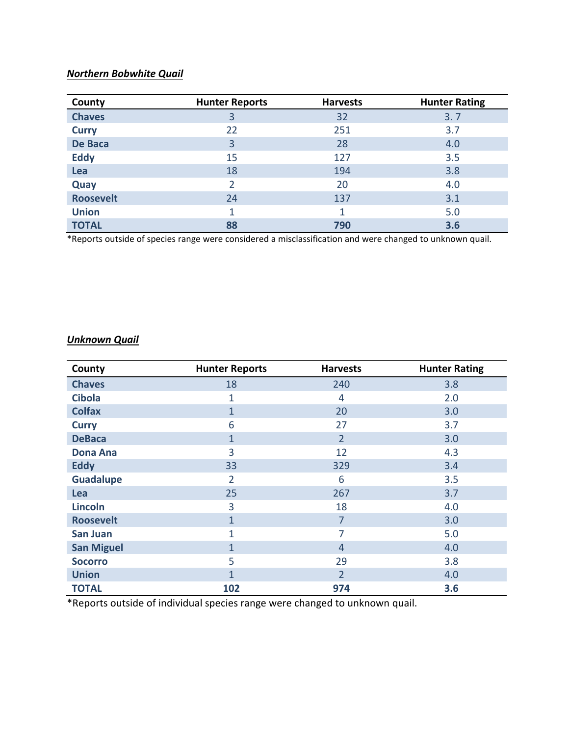***Northern Bobwhite Quail***

| County | Hunter Reports | Harvests | Hunter Rating |
| --- | --- | --- | --- |
| **Chaves** | 3 | 32 | 3. 7 |
| **Curry** | 22 | 251 | 3.7 |
| **De Baca** | 3 | 28 | 4.0 |
| **Eddy** | 15 | 127 | 3.5 |
| **Lea** | 18 | 194 | 3.8 |
| **Quay** | 2 | 20 | 4.0 |
| **Roosevelt** | 24 | 137 | 3.1 |
| **Union** | 1 | 1 | 5.0 |
| **TOTAL** | **88** | **790** | **3.6** |

*Reports outside of species range were considered a misclassification and were changed to unknown quail.

***Unknown Quail***

| County | Hunter Reports | Harvests | Hunter Rating |
| --- | --- | --- | --- |
| **Chaves** | 18 | 240 | 3.8 |
| **Cibola** | 1 | 4 | 2.0 |
| **Colfax** | 1 | 20 | 3.0 |
| **Curry** | 6 | 27 | 3.7 |
| **DeBaca** | 1 | 2 | 3.0 |
| **Dona Ana** | 3 | 12 | 4.3 |
| **Eddy** | 33 | 329 | 3.4 |
| **Guadalupe** | 2 | 6 | 3.5 |
| **Lea** | 25 | 267 | 3.7 |
| **Lincoln** | 3 | 18 | 4.0 |
| **Roosevelt** | 1 | 7 | 3.0 |
| **San Juan** | 1 | 7 | 5.0 |
| **San Miguel** | 1 | 4 | 4.0 |
| **Socorro** | 5 | 29 | 3.8 |
| **Union** | 1 | 2 | 4.0 |
| **TOTAL** | **102** | **974** | **3.6** |

*Reports outside of individual species range were changed to unknown quail.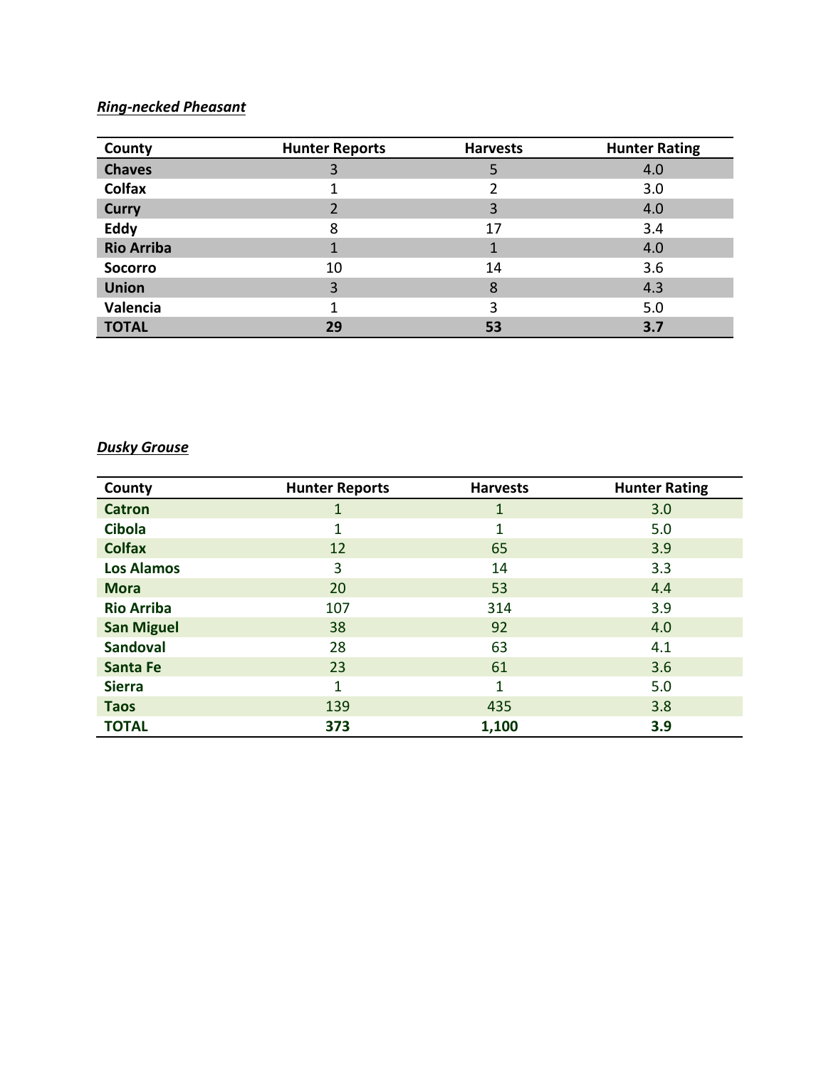***Ring-necked Pheasant***

| County | Hunter Reports | Harvests | Hunter Rating |
| --- | --- | --- | --- |
| **Chaves** | 3 | 5 | 4.0 |
| **Colfax** | 1 | 2 | 3.0 |
| **Curry** | 2 | 3 | 4.0 |
| **Eddy** | 8 | 17 | 3.4 |
| **Rio Arriba** | 1 | 1 | 4.0 |
| **Socorro** | 10 | 14 | 3.6 |
| **Union** | 3 | 8 | 4.3 |
| **Valencia** | 1 | 3 | 5.0 |
| **TOTAL** | **29** | **53** | **3.7** |

***Dusky Grouse***

| County | Hunter Reports | Harvests | Hunter Rating |
| --- | --- | --- | --- |
| **Catron** | 1 | 1 | 3.0 |
| **Cibola** | 1 | 1 | 5.0 |
| **Colfax** | 12 | 65 | 3.9 |
| **Los Alamos** | 3 | 14 | 3.3 |
| **Mora** | 20 | 53 | 4.4 |
| **Rio Arriba** | 107 | 314 | 3.9 |
| **San Miguel** | 38 | 92 | 4.0 |
| **Sandoval** | 28 | 63 | 4.1 |
| **Santa Fe** | 23 | 61 | 3.6 |
| **Sierra** | 1 | 1 | 5.0 |
| **Taos** | 139 | 435 | 3.8 |
| **TOTAL** | **373** | **1,100** | **3.9** |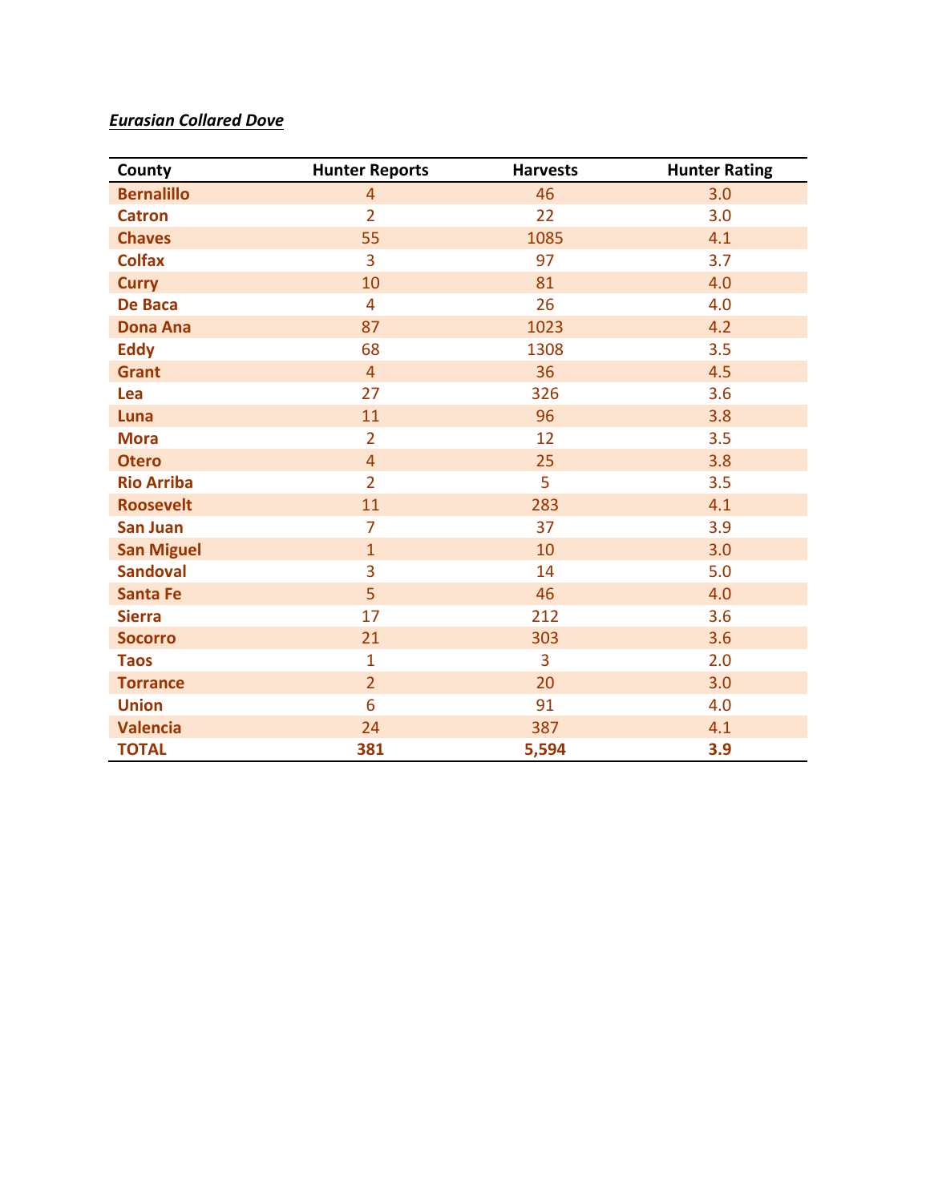***Eurasian Collared Dove***

| County | Hunter Reports | Harvests | Hunter Rating |
|---|---|---|---|
| **Bernalillo** | 4 | 46 | 3.0 |
| **Catron** | 2 | 22 | 3.0 |
| **Chaves** | 55 | 1085 | 4.1 |
| **Colfax** | 3 | 97 | 3.7 |
| **Curry** | 10 | 81 | 4.0 |
| **De Baca** | 4 | 26 | 4.0 |
| **Dona Ana** | 87 | 1023 | 4.2 |
| **Eddy** | 68 | 1308 | 3.5 |
| **Grant** | 4 | 36 | 4.5 |
| **Lea** | 27 | 326 | 3.6 |
| **Luna** | 11 | 96 | 3.8 |
| **Mora** | 2 | 12 | 3.5 |
| **Otero** | 4 | 25 | 3.8 |
| **Rio Arriba** | 2 | 5 | 3.5 |
| **Roosevelt** | 11 | 283 | 4.1 |
| **San Juan** | 7 | 37 | 3.9 |
| **San Miguel** | 1 | 10 | 3.0 |
| **Sandoval** | 3 | 14 | 5.0 |
| **Santa Fe** | 5 | 46 | 4.0 |
| **Sierra** | 17 | 212 | 3.6 |
| **Socorro** | 21 | 303 | 3.6 |
| **Taos** | 1 | 3 | 2.0 |
| **Torrance** | 2 | 20 | 3.0 |
| **Union** | 6 | 91 | 4.0 |
| **Valencia** | 24 | 387 | 4.1 |
| **TOTAL** | **381** | **5,594** | **3.9** |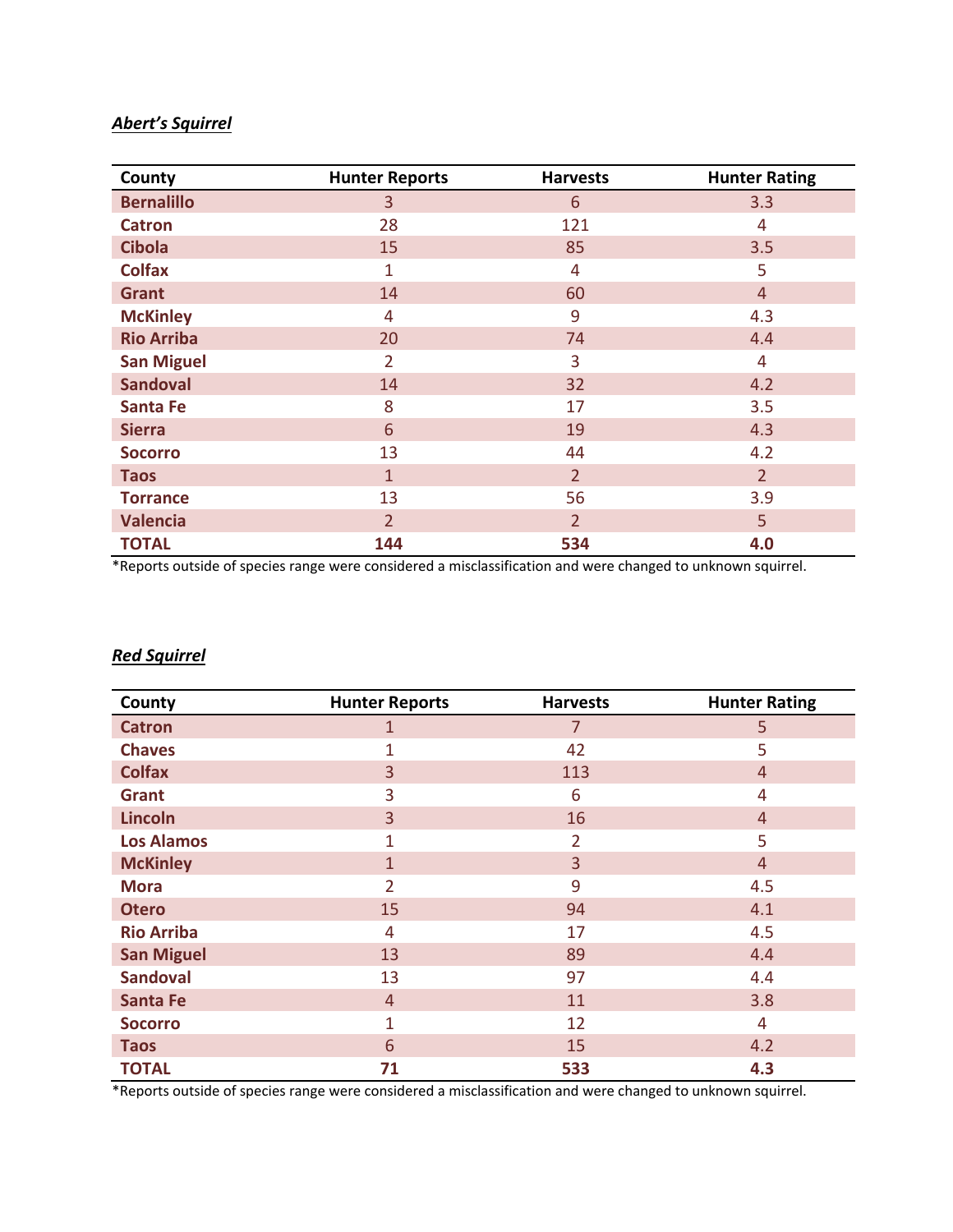***Abert's Squirrel***

| County | Hunter Reports | Harvests | Hunter Rating |
|---|---|---|---|
| **Bernalillo** | 3 | 6 | 3.3 |
| **Catron** | 28 | 121 | 4 |
| **Cibola** | 15 | 85 | 3.5 |
| **Colfax** | 1 | 4 | 5 |
| **Grant** | 14 | 60 | 4 |
| **McKinley** | 4 | 9 | 4.3 |
| **Rio Arriba** | 20 | 74 | 4.4 |
| **San Miguel** | 2 | 3 | 4 |
| **Sandoval** | 14 | 32 | 4.2 |
| **Santa Fe** | 8 | 17 | 3.5 |
| **Sierra** | 6 | 19 | 4.3 |
| **Socorro** | 13 | 44 | 4.2 |
| **Taos** | 1 | 2 | 2 |
| **Torrance** | 13 | 56 | 3.9 |
| **Valencia** | 2 | 2 | 5 |
| **TOTAL** | **144** | **534** | **4.0** |

*Reports outside of species range were considered a misclassification and were changed to unknown squirrel.

***Red Squirrel***

| County | Hunter Reports | Harvests | Hunter Rating |
|---|---|---|---|
| **Catron** | 1 | 7 | 5 |
| **Chaves** | 1 | 42 | 5 |
| **Colfax** | 3 | 113 | 4 |
| **Grant** | 3 | 6 | 4 |
| **Lincoln** | 3 | 16 | 4 |
| **Los Alamos** | 1 | 2 | 5 |
| **McKinley** | 1 | 3 | 4 |
| **Mora** | 2 | 9 | 4.5 |
| **Otero** | 15 | 94 | 4.1 |
| **Rio Arriba** | 4 | 17 | 4.5 |
| **San Miguel** | 13 | 89 | 4.4 |
| **Sandoval** | 13 | 97 | 4.4 |
| **Santa Fe** | 4 | 11 | 3.8 |
| **Socorro** | 1 | 12 | 4 |
| **Taos** | 6 | 15 | 4.2 |
| **TOTAL** | **71** | **533** | **4.3** |

*Reports outside of species range were considered a misclassification and were changed to unknown squirrel.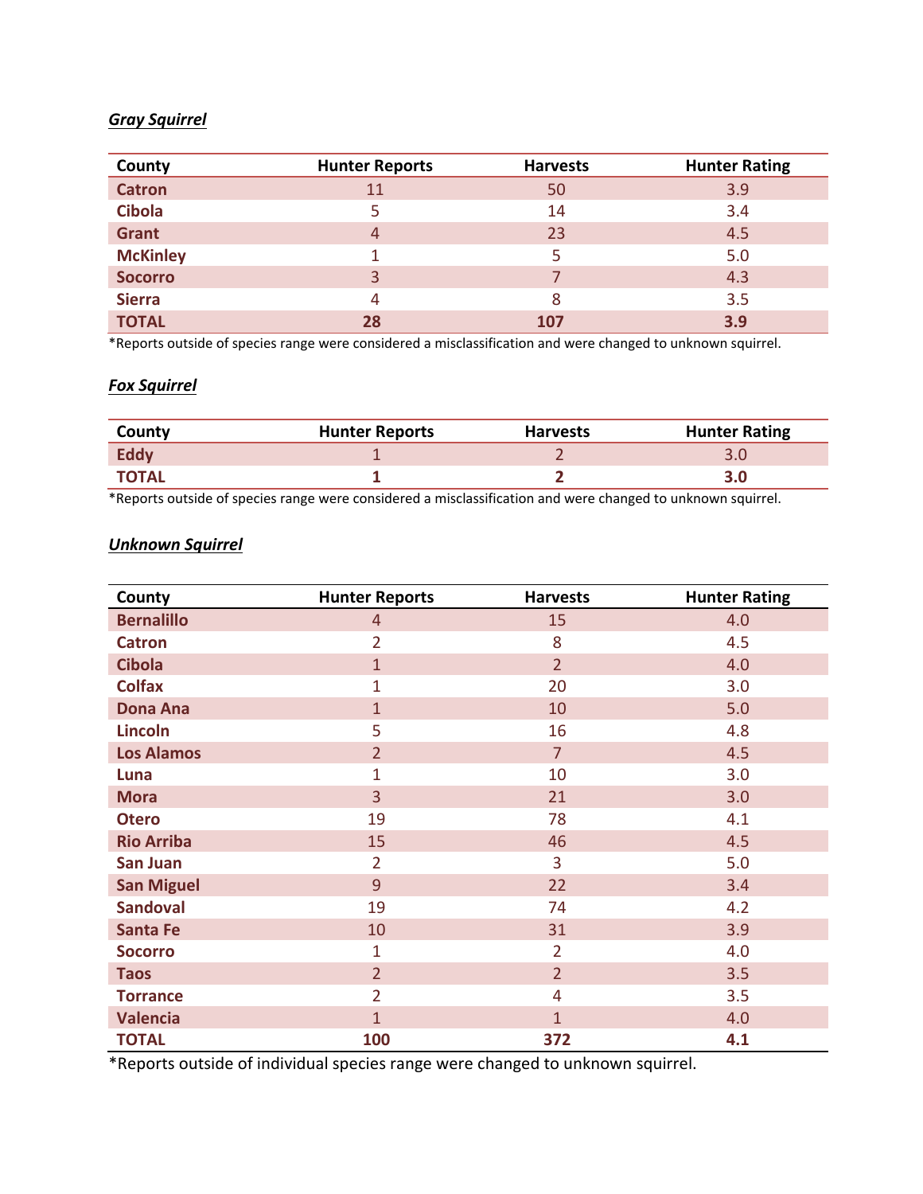***Gray Squirrel***

| County | Hunter Reports | Harvests | Hunter Rating |
|---|---|---|---|
| **Catron** | 11 | 50 | 3.9 |
| **Cibola** | 5 | 14 | 3.4 |
| **Grant** | 4 | 23 | 4.5 |
| **McKinley** | 1 | 5 | 5.0 |
| **Socorro** | 3 | 7 | 4.3 |
| **Sierra** | 4 | 8 | 3.5 |
| **TOTAL** | **28** | **107** | **3.9** |

*Reports outside of species range were considered a misclassification and were changed to unknown squirrel.

***Fox Squirrel***

| County | Hunter Reports | Harvests | Hunter Rating |
|---|---|---|---|
| **Eddy** | 1 | 2 | 3.0 |
| **TOTAL** | **1** | **2** | **3.0** |

*Reports outside of species range were considered a misclassification and were changed to unknown squirrel.

***Unknown Squirrel***

| County | Hunter Reports | Harvests | Hunter Rating |
|---|---|---|---|
| **Bernalillo** | 4 | 15 | 4.0 |
| **Catron** | 2 | 8 | 4.5 |
| **Cibola** | 1 | 2 | 4.0 |
| **Colfax** | 1 | 20 | 3.0 |
| **Dona Ana** | 1 | 10 | 5.0 |
| **Lincoln** | 5 | 16 | 4.8 |
| **Los Alamos** | 2 | 7 | 4.5 |
| **Luna** | 1 | 10 | 3.0 |
| **Mora** | 3 | 21 | 3.0 |
| **Otero** | 19 | 78 | 4.1 |
| **Rio Arriba** | 15 | 46 | 4.5 |
| **San Juan** | 2 | 3 | 5.0 |
| **San Miguel** | 9 | 22 | 3.4 |
| **Sandoval** | 19 | 74 | 4.2 |
| **Santa Fe** | 10 | 31 | 3.9 |
| **Socorro** | 1 | 2 | 4.0 |
| **Taos** | 2 | 2 | 3.5 |
| **Torrance** | 2 | 4 | 3.5 |
| **Valencia** | 1 | 1 | 4.0 |
| **TOTAL** | **100** | **372** | **4.1** |

*Reports outside of individual species range were changed to unknown squirrel.